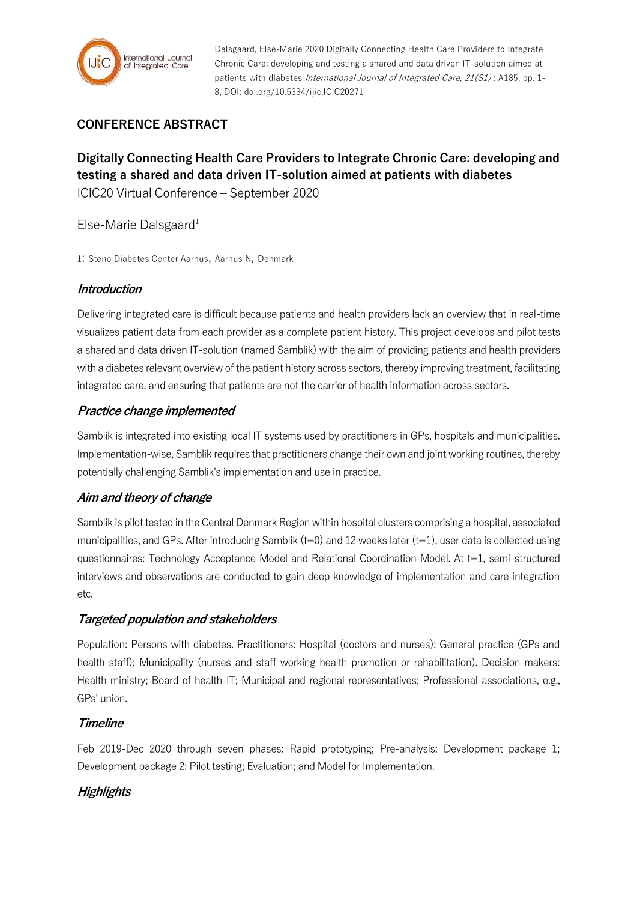Dalsgaard, Else-Marie 2020 Digitally Connecting Health Care Providers to Integrate Chronic Care: developing and testing a shared and data driven IT-solution aimed at patients with diabetes *International Journal of Integrated Care, 21(S1)* : A185, pp. 1-8, DOI: doi.org/10.5334/ijic.ICIC20271

## CONFERENCE ABSTRACT

# Digitally Connecting Health Care Providers to Integrate Chronic Care: developing and testing a shared and data driven IT-solution aimed at patients with diabetes

ICIC20 Virtual Conference – September 2020

Else-Marie Dalsgaard[1]

1: Steno Diabetes Center Aarhus, Aarhus N, Denmark

## *Introduction*

Delivering integrated care is difficult because patients and health providers lack an overview that in real-time visualizes patient data from each provider as a complete patient history. This project develops and pilot tests a shared and data driven IT-solution (named Samblik) with the aim of providing patients and health providers with a diabetes relevant overview of the patient history across sectors, thereby improving treatment, facilitating integrated care, and ensuring that patients are not the carrier of health information across sectors.

## *Practice change implemented*

Samblik is integrated into existing local IT systems used by practitioners in GPs, hospitals and municipalities. Implementation-wise, Samblik requires that practitioners change their own and joint working routines, thereby potentially challenging Samblik's implementation and use in practice.

## *Aim and theory of change*

Samblik is pilot tested in the Central Denmark Region within hospital clusters comprising a hospital, associated municipalities, and GPs. After introducing Samblik (t=0) and 12 weeks later (t=1), user data is collected using questionnaires: Technology Acceptance Model and Relational Coordination Model. At t=1, semi-structured interviews and observations are conducted to gain deep knowledge of implementation and care integration etc.

## *Targeted population and stakeholders*

Population: Persons with diabetes. Practitioners: Hospital (doctors and nurses); General practice (GPs and health staff); Municipality (nurses and staff working health promotion or rehabilitation). Decision makers: Health ministry; Board of health-IT; Municipal and regional representatives; Professional associations, e.g., GPs' union.

## *Timeline*

Feb 2019-Dec 2020 through seven phases: Rapid prototyping; Pre-analysis; Development package 1; Development package 2; Pilot testing; Evaluation; and Model for Implementation.

## *Highlights*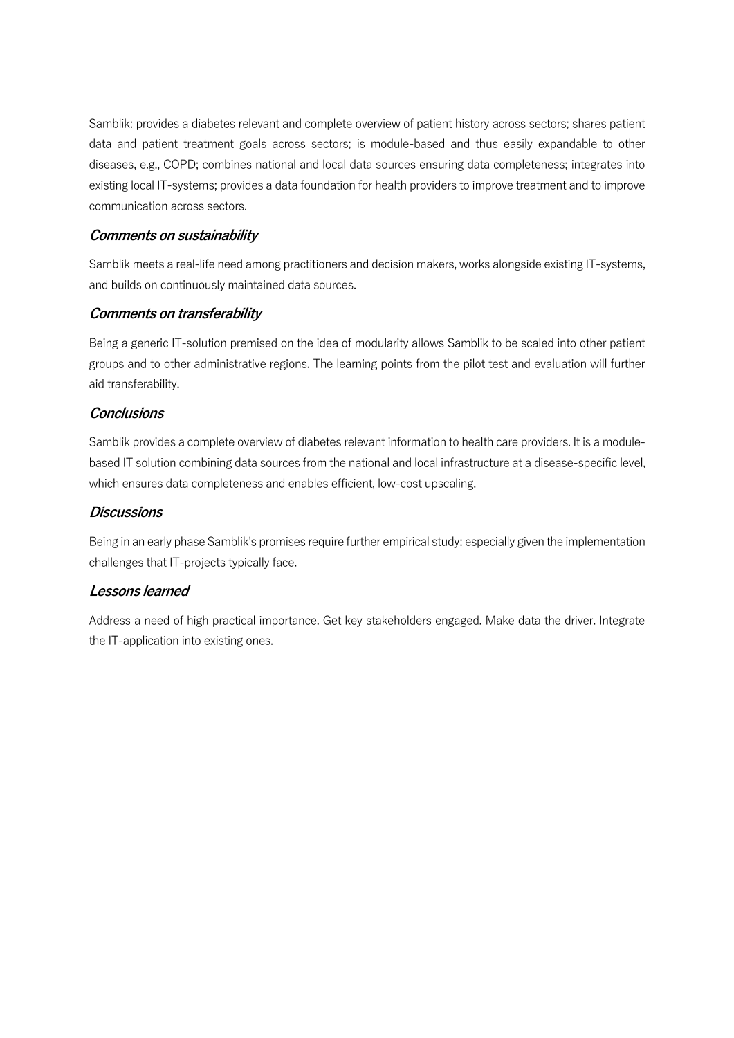Samblik: provides a diabetes relevant and complete overview of patient history across sectors; shares patient data and patient treatment goals across sectors; is module-based and thus easily expandable to other diseases, e.g., COPD; combines national and local data sources ensuring data completeness; integrates into existing local IT-systems; provides a data foundation for health providers to improve treatment and to improve communication across sectors.

### *Comments on sustainability*

Samblik meets a real-life need among practitioners and decision makers, works alongside existing IT-systems, and builds on continuously maintained data sources.

### *Comments on transferability*

Being a generic IT-solution premised on the idea of modularity allows Samblik to be scaled into other patient groups and to other administrative regions. The learning points from the pilot test and evaluation will further aid transferability.

### *Conclusions*

Samblik provides a complete overview of diabetes relevant information to health care providers. It is a module-based IT solution combining data sources from the national and local infrastructure at a disease-specific level, which ensures data completeness and enables efficient, low-cost upscaling.

### *Discussions*

Being in an early phase Samblik's promises require further empirical study: especially given the implementation challenges that IT-projects typically face.

### *Lessons learned*

Address a need of high practical importance. Get key stakeholders engaged. Make data the driver. Integrate the IT-application into existing ones.